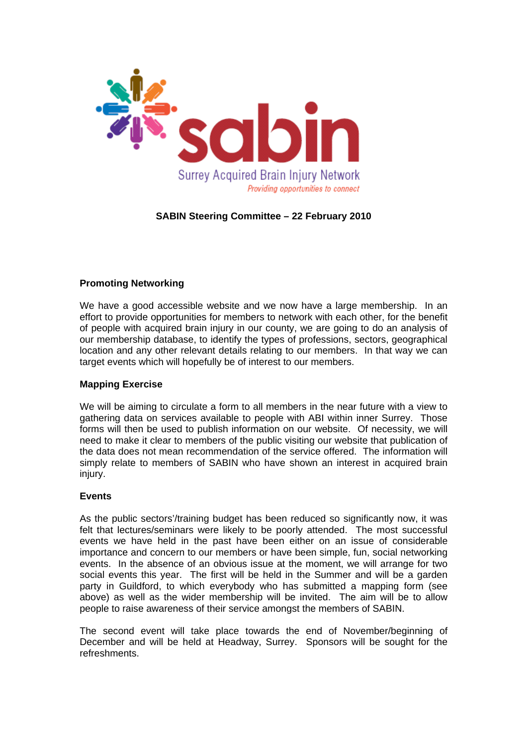sabin

Surrey Acquired Brain Injury Network

*Providing opportunities to connect*

**SABIN Steering Committee – 22 February 2010**

**Promoting Networking**

We have a good accessible website and we now have a large membership. In an effort to provide opportunities for members to network with each other, for the benefit of people with acquired brain injury in our county, we are going to do an analysis of our membership database, to identify the types of professions, sectors, geographical location and any other relevant details relating to our members. In that way we can target events which will hopefully be of interest to our members.

**Mapping Exercise**

We will be aiming to circulate a form to all members in the near future with a view to gathering data on services available to people with ABI within inner Surrey. Those forms will then be used to publish information on our website. Of necessity, we will need to make it clear to members of the public visiting our website that publication of the data does not mean recommendation of the service offered. The information will simply relate to members of SABIN who have shown an interest in acquired brain injury.

**Events**

As the public sectors'/training budget has been reduced so significantly now, it was felt that lectures/seminars were likely to be poorly attended. The most successful events we have held in the past have been either on an issue of considerable importance and concern to our members or have been simple, fun, social networking events. In the absence of an obvious issue at the moment, we will arrange for two social events this year. The first will be held in the Summer and will be a garden party in Guildford, to which everybody who has submitted a mapping form (see above) as well as the wider membership will be invited. The aim will be to allow people to raise awareness of their service amongst the members of SABIN.

The second event will take place towards the end of November/beginning of December and will be held at Headway, Surrey. Sponsors will be sought for the refreshments.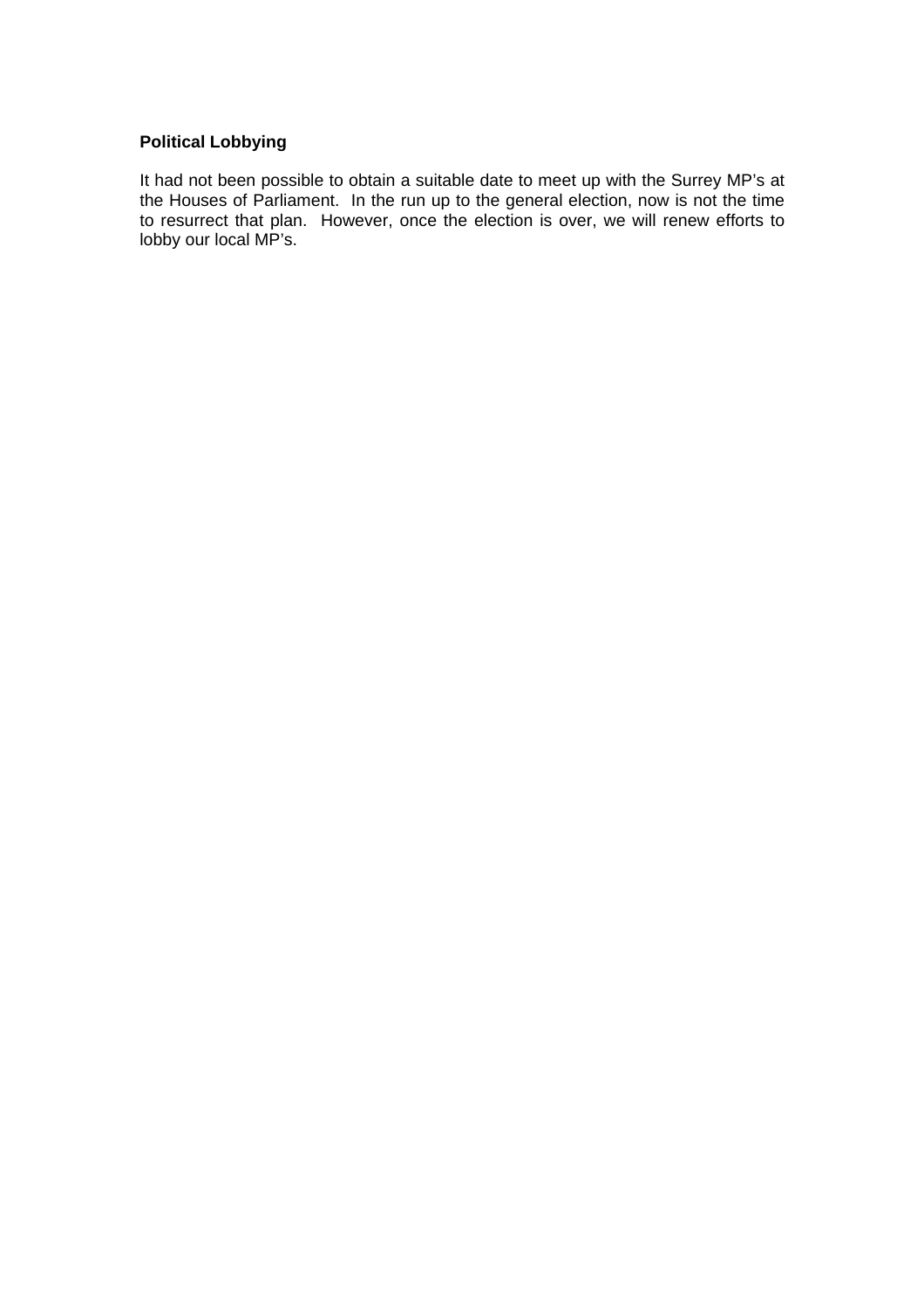**Political Lobbying**

It had not been possible to obtain a suitable date to meet up with the Surrey MP's at the Houses of Parliament. In the run up to the general election, now is not the time to resurrect that plan. However, once the election is over, we will renew efforts to lobby our local MP's.